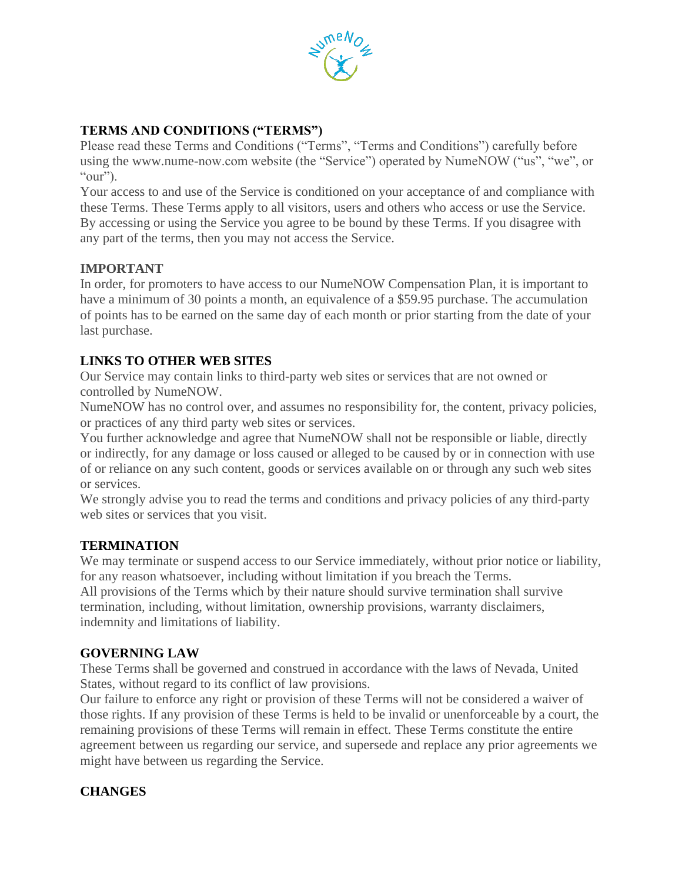# TERMS AND CONDITIONS ("TERMS")

Please read these Terms and Conditions ("Terms", "Terms and Conditions") carefully before using the www.nume-now.com website (the "Service") operated by NumeNOW ("us", "we", or "our").

Your access to and use of the Service is conditioned on your acceptance of and compliance with these Terms. These Terms apply to all visitors, users and others who access or use the Service. By accessing or using the Service you agree to be bound by these Terms. If you disagree with any part of the terms, then you may not access the Service.

## IMPORTANT

In order, for promoters to have access to our NumeNOW Compensation Plan, it is important to have a minimum of 30 points a month, an equivalence of a $59.95 purchase. The accumulation of points has to be earned on the same day of each month or prior starting from the date of your last purchase.

## LINKS TO OTHER WEB SITES

Our Service may contain links to third-party web sites or services that are not owned or controlled by NumeNOW.

NumeNOW has no control over, and assumes no responsibility for, the content, privacy policies, or practices of any third party web sites or services.

You further acknowledge and agree that NumeNOW shall not be responsible or liable, directly or indirectly, for any damage or loss caused or alleged to be caused by or in connection with use of or reliance on any such content, goods or services available on or through any such web sites or services.

We strongly advise you to read the terms and conditions and privacy policies of any third-party web sites or services that you visit.

## TERMINATION

We may terminate or suspend access to our Service immediately, without prior notice or liability, for any reason whatsoever, including without limitation if you breach the Terms.

All provisions of the Terms which by their nature should survive termination shall survive termination, including, without limitation, ownership provisions, warranty disclaimers, indemnity and limitations of liability.

## GOVERNING LAW

These Terms shall be governed and construed in accordance with the laws of Nevada, United States, without regard to its conflict of law provisions.

Our failure to enforce any right or provision of these Terms will not be considered a waiver of those rights. If any provision of these Terms is held to be invalid or unenforceable by a court, the remaining provisions of these Terms will remain in effect. These Terms constitute the entire agreement between us regarding our service, and supersede and replace any prior agreements we might have between us regarding the Service.

## CHANGES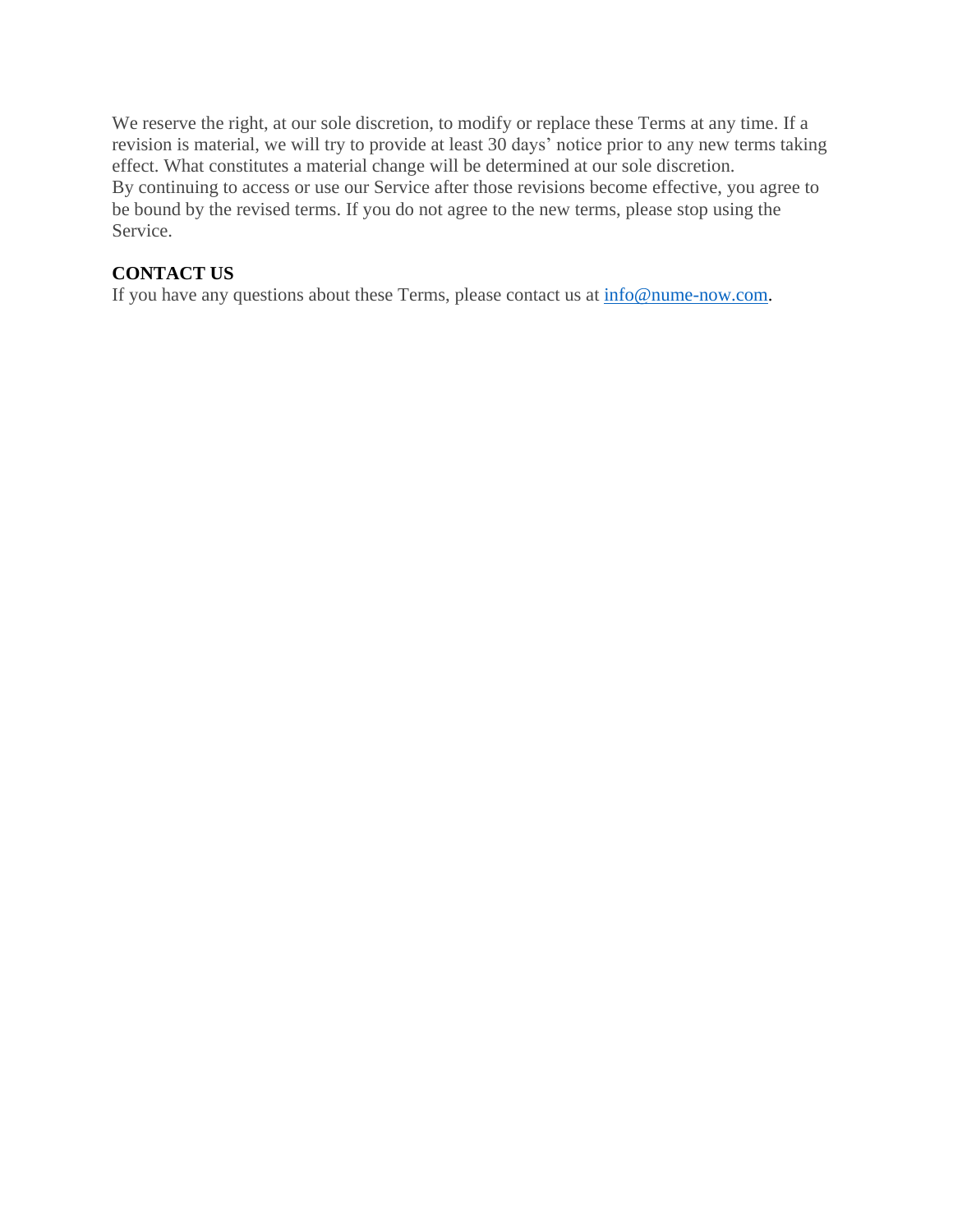We reserve the right, at our sole discretion, to modify or replace these Terms at any time. If a revision is material, we will try to provide at least 30 days' notice prior to any new terms taking effect. What constitutes a material change will be determined at our sole discretion.
By continuing to access or use our Service after those revisions become effective, you agree to be bound by the revised terms. If you do not agree to the new terms, please stop using the Service.

**CONTACT US**

If you have any questions about these Terms, please contact us at info@nume-now.com.